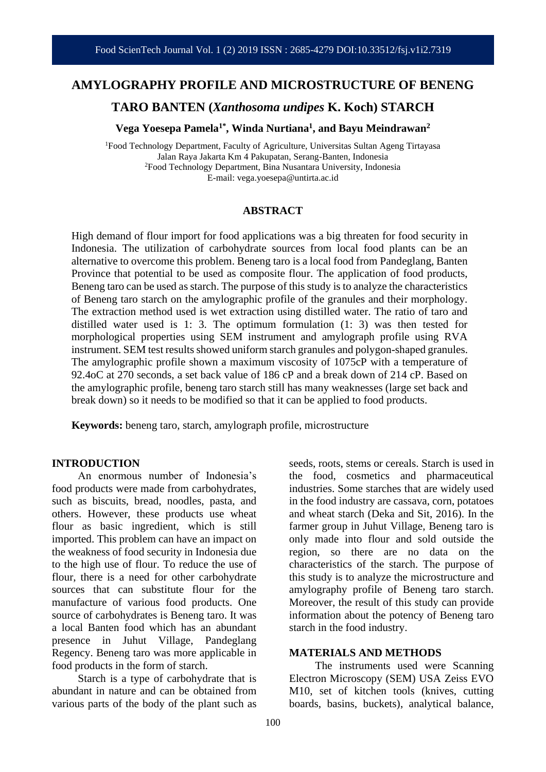# AMYLOGRAPHY PROFILE AND MICROSTRUCTURE OF BENENG TARO BANTEN (*Xanthosoma undipes* K. Koch) STARCH

**Vega Yoesepa Pamela[1*], Winda Nurtiana[1], and Bayu Meindrawan[2]**

[1]Food Technology Department, Faculty of Agriculture, Universitas Sultan Ageng Tirtayasa
Jalan Raya Jakarta Km 4 Pakupatan, Serang-Banten, Indonesia
[2]Food Technology Department, Bina Nusantara University, Indonesia
E-mail: vega.yoesepa@untirta.ac.id

## ABSTRACT

High demand of flour import for food applications was a big threaten for food security in Indonesia. The utilization of carbohydrate sources from local food plants can be an alternative to overcome this problem. Beneng taro is a local food from Pandeglang, Banten Province that potential to be used as composite flour. The application of food products, Beneng taro can be used as starch. The purpose of this study is to analyze the characteristics of Beneng taro starch on the amylographic profile of the granules and their morphology. The extraction method used is wet extraction using distilled water. The ratio of taro and distilled water used is 1: 3. The optimum formulation (1: 3) was then tested for morphological properties using SEM instrument and amylograph profile using RVA instrument. SEM test results showed uniform starch granules and polygon-shaped granules. The amylographic profile shown a maximum viscosity of 1075cP with a temperature of 92.4oC at 270 seconds, a set back value of 186 cP and a break down of 214 cP. Based on the amylographic profile, beneng taro starch still has many weaknesses (large set back and break down) so it needs to be modified so that it can be applied to food products.

**Keywords:** beneng taro, starch, amylograph profile, microstructure

## INTRODUCTION

An enormous number of Indonesia's food products were made from carbohydrates, such as biscuits, bread, noodles, pasta, and others. However, these products use wheat flour as basic ingredient, which is still imported. This problem can have an impact on the weakness of food security in Indonesia due to the high use of flour. To reduce the use of flour, there is a need for other carbohydrate sources that can substitute flour for the manufacture of various food products. One source of carbohydrates is Beneng taro. It was a local Banten food which has an abundant presence in Juhut Village, Pandeglang Regency. Beneng taro was more applicable in food products in the form of starch.

Starch is a type of carbohydrate that is abundant in nature and can be obtained from various parts of the body of the plant such as seeds, roots, stems or cereals. Starch is used in the food, cosmetics and pharmaceutical industries. Some starches that are widely used in the food industry are cassava, corn, potatoes and wheat starch (Deka and Sit, 2016). In the farmer group in Juhut Village, Beneng taro is only made into flour and sold outside the region, so there are no data on the characteristics of the starch. The purpose of this study is to analyze the microstructure and amylography profile of Beneng taro starch. Moreover, the result of this study can provide information about the potency of Beneng taro starch in the food industry.

## MATERIALS AND METHODS

The instruments used were Scanning Electron Microscopy (SEM) USA Zeiss EVO M10, set of kitchen tools (knives, cutting boards, basins, buckets), analytical balance,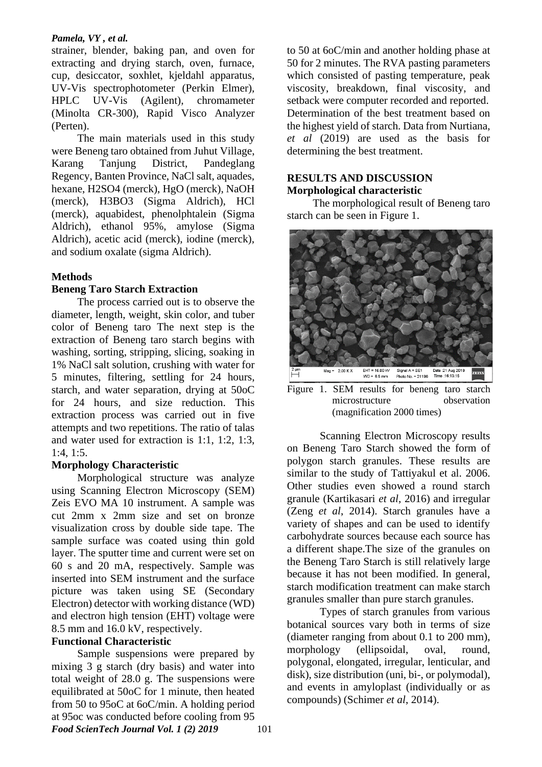strainer, blender, baking pan, and oven for extracting and drying starch, oven, furnace, cup, desiccator, soxhlet, kjeldahl apparatus, UV-Vis spectrophotometer (Perkin Elmer), HPLC UV-Vis (Agilent), chromameter (Minolta CR-300), Rapid Visco Analyzer (Perten).

The main materials used in this study were Beneng taro obtained from Juhut Village, Karang Tanjung District, Pandeglang Regency, Banten Province, NaCl salt, aquades, hexane, H2SO4 (merck), HgO (merck), NaOH (merck), H3BO3 (Sigma Aldrich), HCl (merck), aquabidest, phenolphtalein (Sigma Aldrich), ethanol 95%, amylose (Sigma Aldrich), acetic acid (merck), iodine (merck), and sodium oxalate (sigma Aldrich).

## Methods

### Beneng Taro Starch Extraction

The process carried out is to observe the diameter, length, weight, skin color, and tuber color of Beneng taro The next step is the extraction of Beneng taro starch begins with washing, sorting, stripping, slicing, soaking in 1% NaCl salt solution, crushing with water for 5 minutes, filtering, settling for 24 hours, starch, and water separation, drying at 50oC for 24 hours, and size reduction. This extraction process was carried out in five attempts and two repetitions. The ratio of talas and water used for extraction is 1:1, 1:2, 1:3, 1:4, 1:5.

### Morphology Characteristic

Morphological structure was analyze using Scanning Electron Microscopy (SEM) Zeis EVO MA 10 instrument. A sample was cut 2mm x 2mm size and set on bronze visualization cross by double side tape. The sample surface was coated using thin gold layer. The sputter time and current were set on 60 s and 20 mA, respectively. Sample was inserted into SEM instrument and the surface picture was taken using SE (Secondary Electron) detector with working distance (WD) and electron high tension (EHT) voltage were 8.5 mm and 16.0 kV, respectively.

### Functional Characteristic

Sample suspensions were prepared by mixing 3 g starch (dry basis) and water into total weight of 28.0 g. The suspensions were equilibrated at 50oC for 1 minute, then heated from 50 to 95oC at 6oC/min. A holding period at 95oc was conducted before cooling from 95 to 50 at 6oC/min and another holding phase at 50 for 2 minutes. The RVA pasting parameters which consisted of pasting temperature, peak viscosity, breakdown, final viscosity, and setback were computer recorded and reported. Determination of the best treatment based on the highest yield of starch. Data from Nurtiana, *et al* (2019) are used as the basis for determining the best treatment.

## RESULTS AND DISCUSSION

### Morphological characteristic

The morphological result of Beneng taro starch can be seen in Figure 1.

Figure 1. SEM results for beneng taro starch microstructure observation (magnification 2000 times)

Scanning Electron Microscopy results on Beneng Taro Starch showed the form of polygon starch granules. These results are similar to the study of Tattiyakul et al. 2006. Other studies even showed a round starch granule (Kartikasari *et al*, 2016) and irregular (Zeng *et al*, 2014). Starch granules have a variety of shapes and can be used to identify carbohydrate sources because each source has a different shape.The size of the granules on the Beneng Taro Starch is still relatively large because it has not been modified. In general, starch modification treatment can make starch granules smaller than pure starch granules.

Types of starch granules from various botanical sources vary both in terms of size (diameter ranging from about 0.1 to 200 mm), morphology (ellipsoidal, oval, round, polygonal, elongated, irregular, lenticular, and disk), size distribution (uni, bi-, or polymodal), and events in amyloplast (individually or as compounds) (Schimer *et al*, 2014).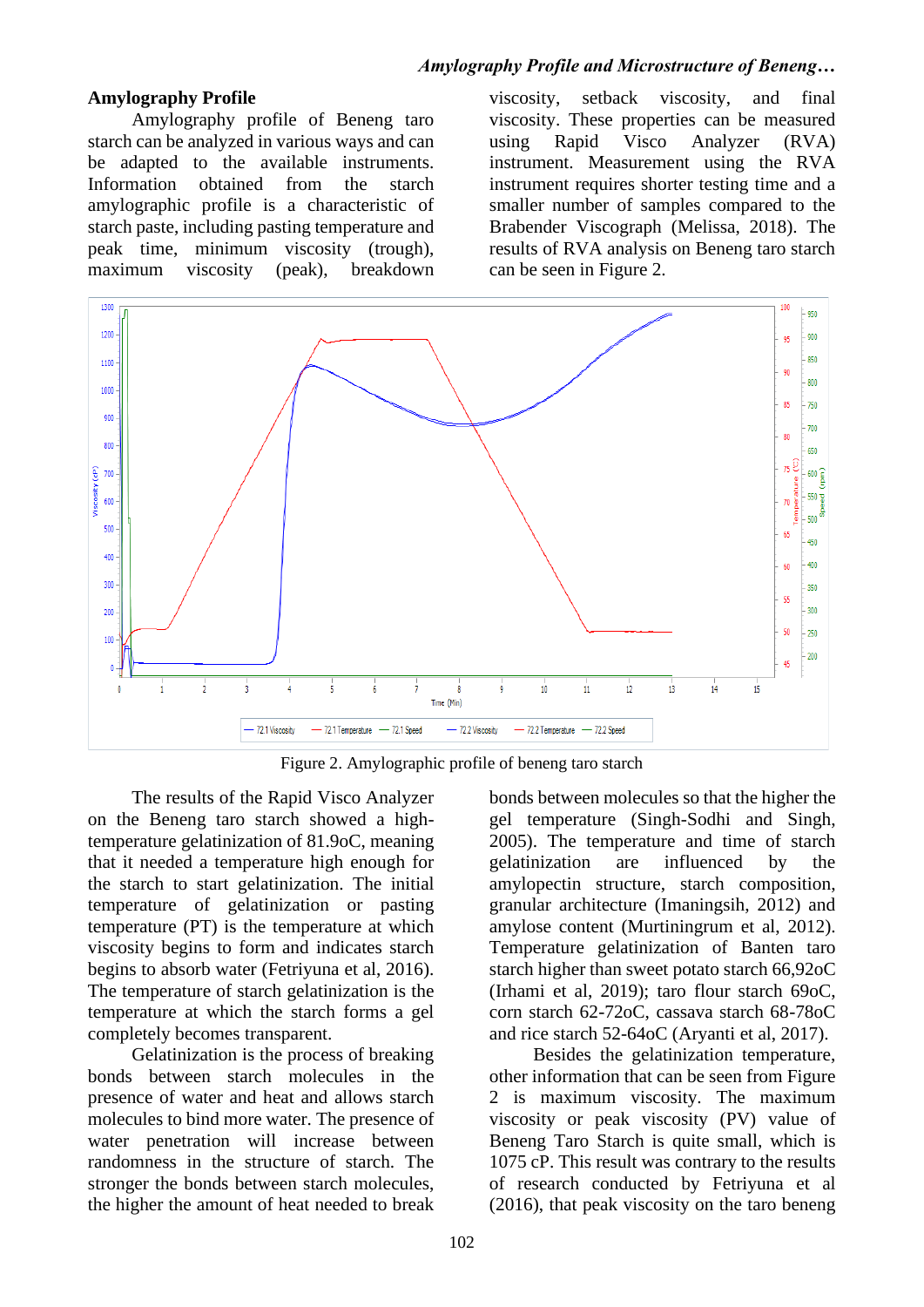## Amylography Profile

Amylography profile of Beneng taro starch can be analyzed in various ways and can be adapted to the available instruments. Information obtained from the starch amylographic profile is a characteristic of starch paste, including pasting temperature and peak time, minimum viscosity (trough), maximum viscosity (peak), breakdown viscosity, setback viscosity, and final viscosity. These properties can be measured using Rapid Visco Analyzer (RVA) instrument. Measurement using the RVA instrument requires shorter testing time and a smaller number of samples compared to the Brabender Viscograph (Melissa, 2018). The results of RVA analysis on Beneng taro starch can be seen in Figure 2.

Figure 2. Amylographic profile of beneng taro starch

The results of the Rapid Visco Analyzer on the Beneng taro starch showed a high-temperature gelatinization of 81.9oC, meaning that it needed a temperature high enough for the starch to start gelatinization. The initial temperature of gelatinization or pasting temperature (PT) is the temperature at which viscosity begins to form and indicates starch begins to absorb water (Fetriyuna et al, 2016). The temperature of starch gelatinization is the temperature at which the starch forms a gel completely becomes transparent.

Gelatinization is the process of breaking bonds between starch molecules in the presence of water and heat and allows starch molecules to bind more water. The presence of water penetration will increase between randomness in the structure of starch. The stronger the bonds between starch molecules, the higher the amount of heat needed to break bonds between molecules so that the higher the gel temperature (Singh-Sodhi and Singh, 2005). The temperature and time of starch gelatinization are influenced by the amylopectin structure, starch composition, granular architecture (Imaningsih, 2012) and amylose content (Murtiningrum et al, 2012). Temperature gelatinization of Banten taro starch higher than sweet potato starch 66,92oC (Irhami et al, 2019); taro flour starch 69oC, corn starch 62-72oC, cassava starch 68-78oC and rice starch 52-64oC (Aryanti et al, 2017).

Besides the gelatinization temperature, other information that can be seen from Figure 2 is maximum viscosity. The maximum viscosity or peak viscosity (PV) value of Beneng Taro Starch is quite small, which is 1075 cP. This result was contrary to the results of research conducted by Fetriyuna et al (2016), that peak viscosity on the taro beneng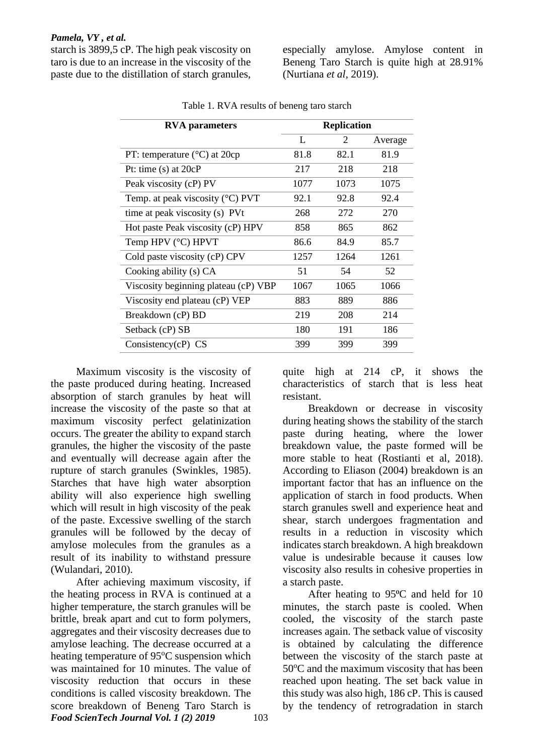starch is 3899,5 cP. The high peak viscosity on taro is due to an increase in the viscosity of the paste due to the distillation of starch granules, especially amylose. Amylose content in Beneng Taro Starch is quite high at 28.91% (Nurtiana *et al*, 2019).

Table 1. RVA results of beneng taro starch

| RVA parameters | Replication | | |
|---|---|---|---|
| | L | 2 | Average |
| PT: temperature (°C) at 20cp | 81.8 | 82.1 | 81.9 |
| Pt: time (s) at 20cP | 217 | 218 | 218 |
| Peak viscosity (cP) PV | 1077 | 1073 | 1075 |
| Temp. at peak viscosity (°C) PVT | 92.1 | 92.8 | 92.4 |
| time at peak viscosity (s) PVt | 268 | 272 | 270 |
| Hot paste Peak viscosity (cP) HPV | 858 | 865 | 862 |
| Temp HPV (°C) HPVT | 86.6 | 84.9 | 85.7 |
| Cold paste viscosity (cP) CPV | 1257 | 1264 | 1261 |
| Cooking ability (s) CA | 51 | 54 | 52 |
| Viscosity beginning plateau (cP) VBP | 1067 | 1065 | 1066 |
| Viscosity end plateau (cP) VEP | 883 | 889 | 886 |
| Breakdown (cP) BD | 219 | 208 | 214 |
| Setback (cP) SB | 180 | 191 | 186 |
| Consistency(cP) CS | 399 | 399 | 399 |

Maximum viscosity is the viscosity of the paste produced during heating. Increased absorption of starch granules by heat will increase the viscosity of the paste so that at maximum viscosity perfect gelatinization occurs. The greater the ability to expand starch granules, the higher the viscosity of the paste and eventually will decrease again after the rupture of starch granules (Swinkles, 1985). Starches that have high water absorption ability will also experience high swelling which will result in high viscosity of the peak of the paste. Excessive swelling of the starch granules will be followed by the decay of amylose molecules from the granules as a result of its inability to withstand pressure (Wulandari, 2010).

After achieving maximum viscosity, if the heating process in RVA is continued at a higher temperature, the starch granules will be brittle, break apart and cut to form polymers, aggregates and their viscosity decreases due to amylose leaching. The decrease occurred at a heating temperature of 95°C suspension which was maintained for 10 minutes. The value of viscosity reduction that occurs in these conditions is called viscosity breakdown. The score breakdown of Beneng Taro Starch is quite high at 214 cP, it shows the characteristics of starch that is less heat resistant.

Breakdown or decrease in viscosity during heating shows the stability of the starch paste during heating, where the lower breakdown value, the paste formed will be more stable to heat (Rostianti et al, 2018). According to Eliason (2004) breakdown is an important factor that has an influence on the application of starch in food products. When starch granules swell and experience heat and shear, starch undergoes fragmentation and results in a reduction in viscosity which indicates starch breakdown. A high breakdown value is undesirable because it causes low viscosity also results in cohesive properties in a starch paste.

After heating to 95ºC and held for 10 minutes, the starch paste is cooled. When cooled, the viscosity of the starch paste increases again. The setback value of viscosity is obtained by calculating the difference between the viscosity of the starch paste at 50°C and the maximum viscosity that has been reached upon heating. The set back value in this study was also high, 186 cP. This is caused by the tendency of retrogradation in starch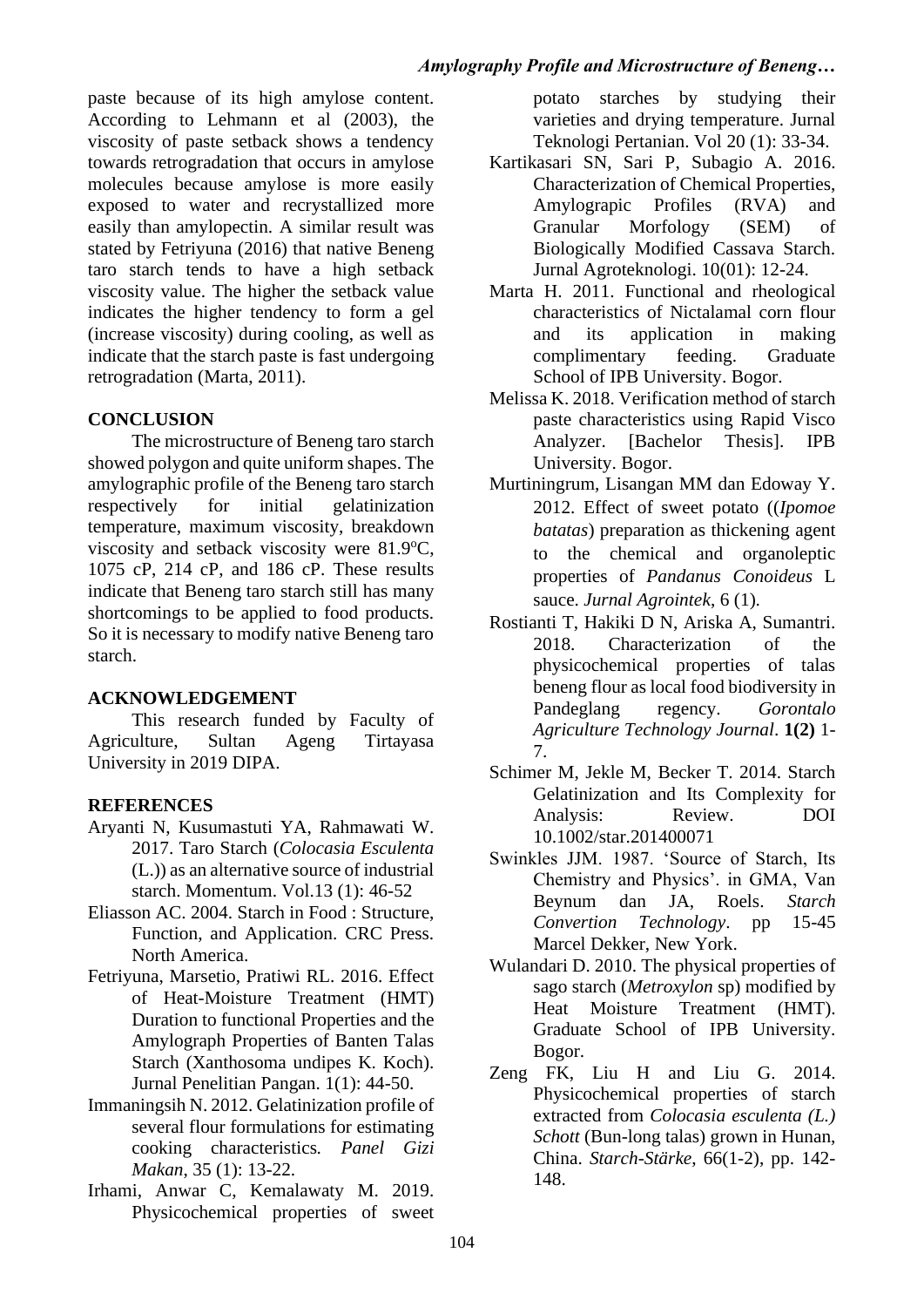paste because of its high amylose content. According to Lehmann et al (2003), the viscosity of paste setback shows a tendency towards retrogradation that occurs in amylose molecules because amylose is more easily exposed to water and recrystallized more easily than amylopectin. A similar result was stated by Fetriyuna (2016) that native Beneng taro starch tends to have a high setback viscosity value. The higher the setback value indicates the higher tendency to form a gel (increase viscosity) during cooling, as well as indicate that the starch paste is fast undergoing retrogradation (Marta, 2011).

## CONCLUSION

The microstructure of Beneng taro starch showed polygon and quite uniform shapes. The amylographic profile of the Beneng taro starch respectively for initial gelatinization temperature, maximum viscosity, breakdown viscosity and setback viscosity were 81.9$^{o}$C, 1075 cP, 214 cP, and 186 cP. These results indicate that Beneng taro starch still has many shortcomings to be applied to food products. So it is necessary to modify native Beneng taro starch.

## ACKNOWLEDGEMENT

This research funded by Faculty of Agriculture, Sultan Ageng Tirtayasa University in 2019 DIPA.

## REFERENCES

Aryanti N, Kusumastuti YA, Rahmawati W. 2017. Taro Starch (*Colocasia Esculenta* (L.)) as an alternative source of industrial starch. Momentum. Vol.13 (1): 46-52

Eliasson AC. 2004. Starch in Food : Structure, Function, and Application. CRC Press. North America.

Fetriyuna, Marsetio, Pratiwi RL. 2016. Effect of Heat-Moisture Treatment (HMT) Duration to functional Properties and the Amylograph Properties of Banten Talas Starch (Xanthosoma undipes K. Koch). Jurnal Penelitian Pangan. 1(1): 44-50.

Immaningsih N. 2012. Gelatinization profile of several flour formulations for estimating cooking characteristics. *Panel Gizi Makan*, 35 (1): 13-22.

Irhami, Anwar C, Kemalawaty M. 2019. Physicochemical properties of sweet potato starches by studying their varieties and drying temperature. Jurnal Teknologi Pertanian. Vol 20 (1): 33-34.

Kartikasari SN, Sari P, Subagio A. 2016. Characterization of Chemical Properties, Amylograpic Profiles (RVA) and Granular Morfology (SEM) of Biologically Modified Cassava Starch. Jurnal Agroteknologi. 10(01): 12-24.

Marta H. 2011. Functional and rheological characteristics of Nictalamal corn flour and its application in making complimentary feeding. Graduate School of IPB University. Bogor.

Melissa K. 2018. Verification method of starch paste characteristics using Rapid Visco Analyzer. [Bachelor Thesis]. IPB University. Bogor.

Murtiningrum, Lisangan MM dan Edoway Y. 2012. Effect of sweet potato ((*Ipomoe batatas*) preparation as thickening agent to the chemical and organoleptic properties of *Pandanus Conoideus* L sauce. *Jurnal Agrointek*, 6 (1).

Rostianti T, Hakiki D N, Ariska A, Sumantri. 2018. Characterization of the physicochemical properties of talas beneng flour as local food biodiversity in Pandeglang regency. *Gorontalo Agriculture Technology Journal*. **1(2)** 1-7.

Schimer M, Jekle M, Becker T. 2014. Starch Gelatinization and Its Complexity for Analysis: Review. DOI 10.1002/star.201400071

Swinkles JJM. 1987. 'Source of Starch, Its Chemistry and Physics'. in GMA, Van Beynum dan JA, Roels. *Starch Convertion Technology*. pp 15-45 Marcel Dekker, New York.

Wulandari D. 2010. The physical properties of sago starch (*Metroxylon* sp) modified by Heat Moisture Treatment (HMT). Graduate School of IPB University. Bogor.

Zeng FK, Liu H and Liu G. 2014. Physicochemical properties of starch extracted from *Colocasia esculenta (L.) Schott* (Bun-long talas) grown in Hunan, China. *Starch-Stärke*, 66(1-2), pp. 142-148.